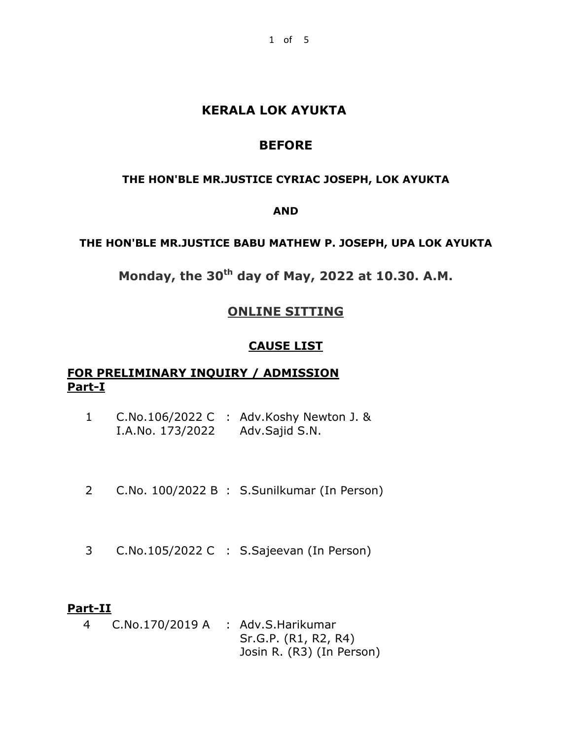# KERALA LOK AYUKTA

## BEFORE

**THE HON'BLE MR.JUSTICE CYRIAC JOSEPH, LOK AYUKTA**

**AND**

**THE HON'BLE MR.JUSTICE BABU MATHEW P. JOSEPH, UPA LOK AYUKTA**

**Monday, the 30th day of May, 2022 at 10.30. A.M.**

## ONLINE SITTING

## CAUSE LIST

## FOR PRELIMINARY INQUIRY / ADMISSION
## Part-I

| | | | |
|---|---|---|---|
| 1 | C.No.106/2022 C<br>I.A.No. 173/2022 | : | Adv.Koshy Newton J. &<br>Adv.Sajid S.N. |
| 2 | C.No. 100/2022 B | : | S.Sunilkumar (In Person) |
| 3 | C.No.105/2022 C | : | S.Sajeevan (In Person) |

## Part-II

| | | | |
|---|---|---|---|
| 4 | C.No.170/2019 A | : | Adv.S.Harikumar<br>Sr.G.P. (R1, R2, R4)<br>Josin R. (R3) (In Person) |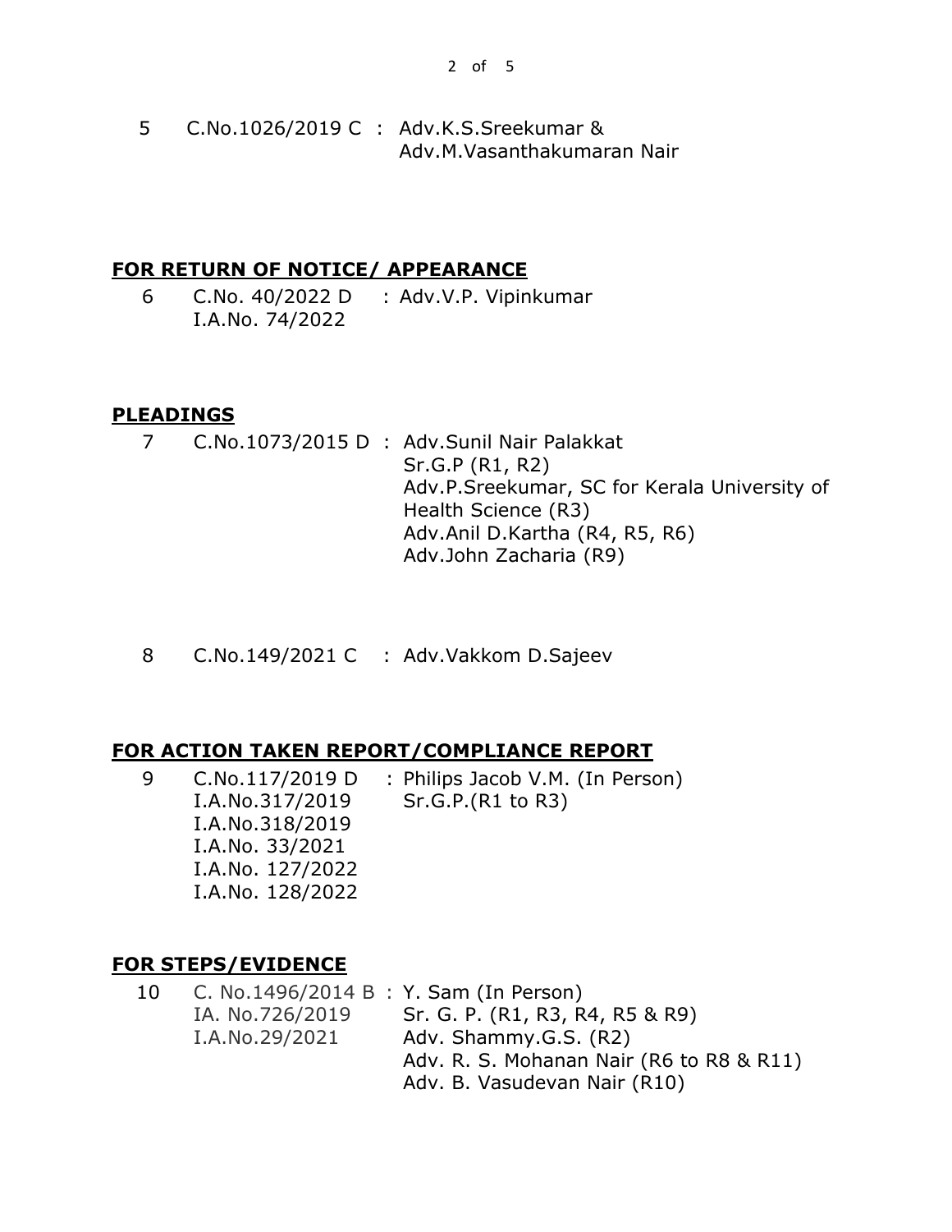| | | | |
|---|---|---|---|
| 5 | C.No.1026/2019 C | : | Adv.K.S.Sreekumar & Adv.M.Vasanthakumaran Nair |

## FOR RETURN OF NOTICE/ APPEARANCE

| | | | |
|---|---|---|---|
| 6 | C.No. 40/2022 D<br>I.A.No. 74/2022 | : | Adv.V.P. Vipinkumar |

## PLEADINGS

| | | | |
|---|---|---|---|
| 7 | C.No.1073/2015 D | : | Adv.Sunil Nair Palakkat<br>Sr.G.P (R1, R2)<br>Adv.P.Sreekumar, SC for Kerala University of Health Science (R3)<br>Adv.Anil D.Kartha (R4, R5, R6)<br>Adv.John Zacharia (R9) |
| 8 | C.No.149/2021 C | : | Adv.Vakkom D.Sajeev |

## FOR ACTION TAKEN REPORT/COMPLIANCE REPORT

| | | | |
|---|---|---|---|
| 9 | C.No.117/2019 D<br>I.A.No.317/2019<br>I.A.No.318/2019<br>I.A.No. 33/2021<br>I.A.No. 127/2022<br>I.A.No. 128/2022 | : | Philips Jacob V.M. (In Person)<br>Sr.G.P.(R1 to R3) |

## FOR STEPS/EVIDENCE

| | | | |
|---|---|---|---|
| 10 | C. No.1496/2014 B<br>IA. No.726/2019<br>I.A.No.29/2021 | : | Y. Sam (In Person)<br>Sr. G. P. (R1, R3, R4, R5 & R9)<br>Adv. Shammy.G.S. (R2)<br>Adv. R. S. Mohanan Nair (R6 to R8 & R11)<br>Adv. B. Vasudevan Nair (R10) |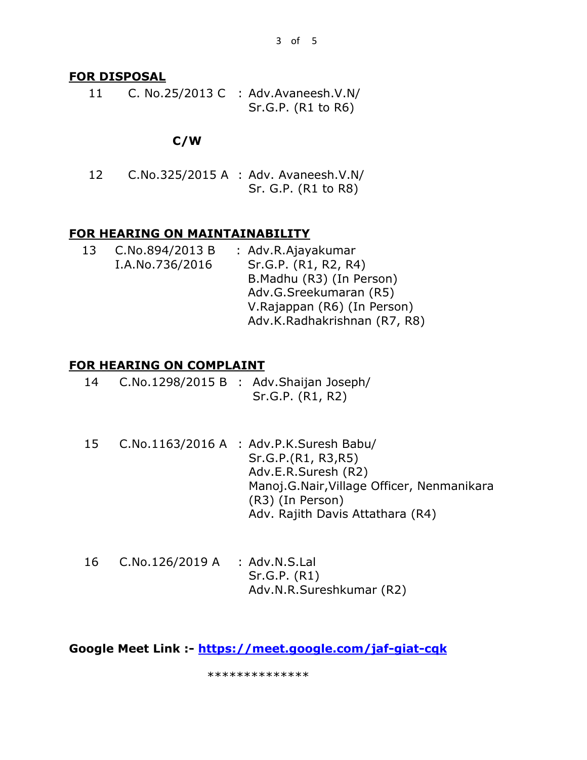## FOR DISPOSAL

| | | |
|---|---|---|
| 11 | C. No.25/2013 C | : Adv.Avaneesh.V.N/ Sr.G.P. (R1 to R6) |

**C/W**

| | | |
|---|---|---|
| 12 | C.No.325/2015 A | : Adv. Avaneesh.V.N/ Sr. G.P. (R1 to R8) |

## FOR HEARING ON MAINTAINABILITY

| | | |
|---|---|---|
| 13 | C.No.894/2013 B I.A.No.736/2016 | : Adv.R.Ajayakumar Sr.G.P. (R1, R2, R4) B.Madhu (R3) (In Person) Adv.G.Sreekumaran (R5) V.Rajappan (R6) (In Person) Adv.K.Radhakrishnan (R7, R8) |

## FOR HEARING ON COMPLAINT

| | | |
|---|---|---|
| 14 | C.No.1298/2015 B | : Adv.Shaijan Joseph/ Sr.G.P. (R1, R2) |
| 15 | C.No.1163/2016 A | : Adv.P.K.Suresh Babu/ Sr.G.P.(R1, R3,R5) Adv.E.R.Suresh (R2) Manoj.G.Nair,Village Officer, Nenmanikara (R3) (In Person) Adv. Rajith Davis Attathara (R4) |
| 16 | C.No.126/2019 A | : Adv.N.S.Lal Sr.G.P. (R1) Adv.N.R.Sureshkumar (R2) |

**Google Meet Link :- https://meet.google.com/jaf-giat-cqk**

**************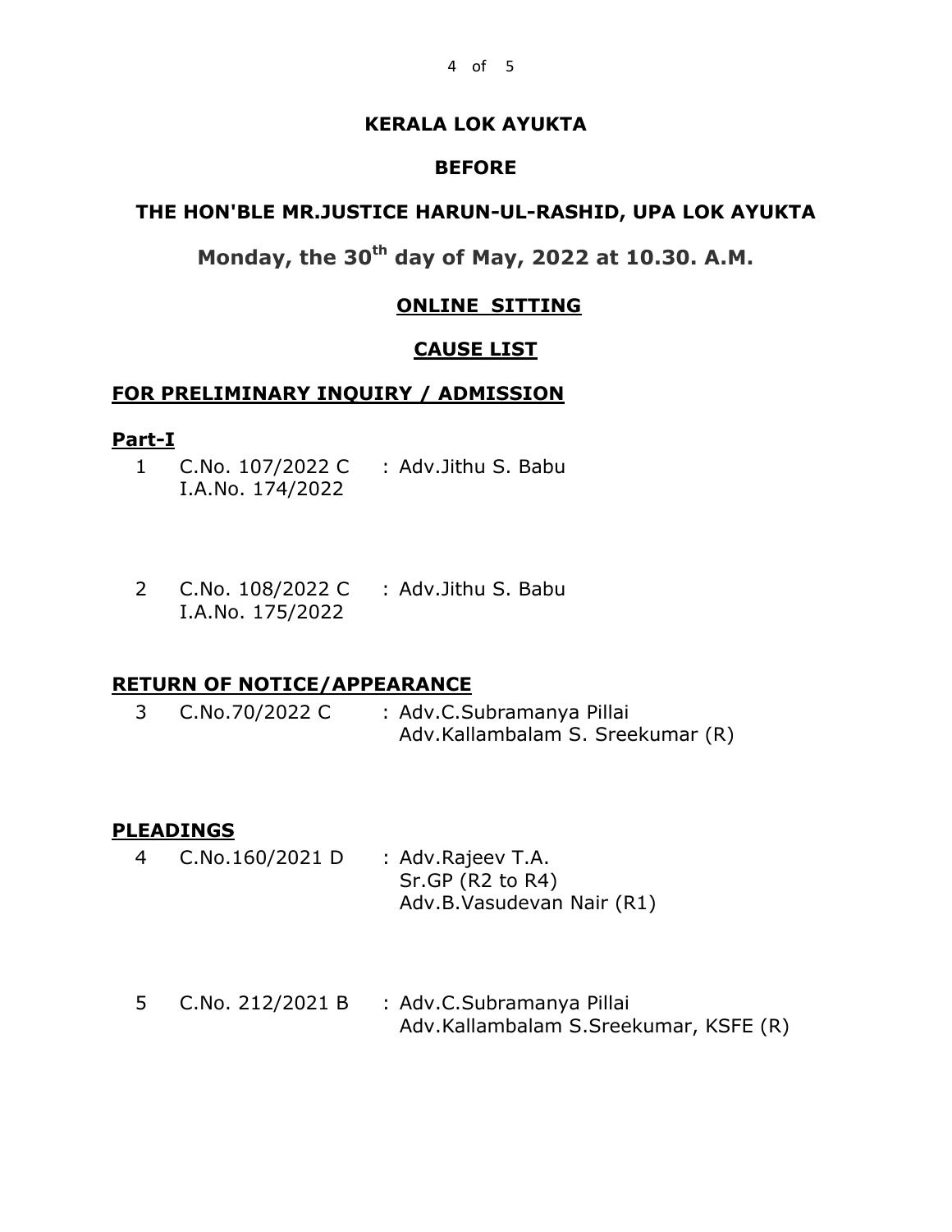**KERALA LOK AYUKTA**

**BEFORE**

**THE HON'BLE MR.JUSTICE HARUN-UL-RASHID, UPA LOK AYUKTA**

**Monday, the 30th day of May, 2022 at 10.30. A.M.**

**ONLINE SITTING**

**CAUSE LIST**

**FOR PRELIMINARY INQUIRY / ADMISSION**

**Part-I**

| | | |
|---|---|---|
| 1 | C.No. 107/2022 C<br>I.A.No. 174/2022 | : Adv.Jithu S. Babu |
| 2 | C.No. 108/2022 C<br>I.A.No. 175/2022 | : Adv.Jithu S. Babu |

**RETURN OF NOTICE/APPEARANCE**

| | | |
|---|---|---|
| 3 | C.No.70/2022 C | : Adv.C.Subramanya Pillai<br>Adv.Kallambalam S. Sreekumar (R) |

**PLEADINGS**

| | | |
|---|---|---|
| 4 | C.No.160/2021 D | : Adv.Rajeev T.A.<br>Sr.GP (R2 to R4)<br>Adv.B.Vasudevan Nair (R1) |
| 5 | C.No. 212/2021 B | : Adv.C.Subramanya Pillai<br>Adv.Kallambalam S.Sreekumar, KSFE (R) |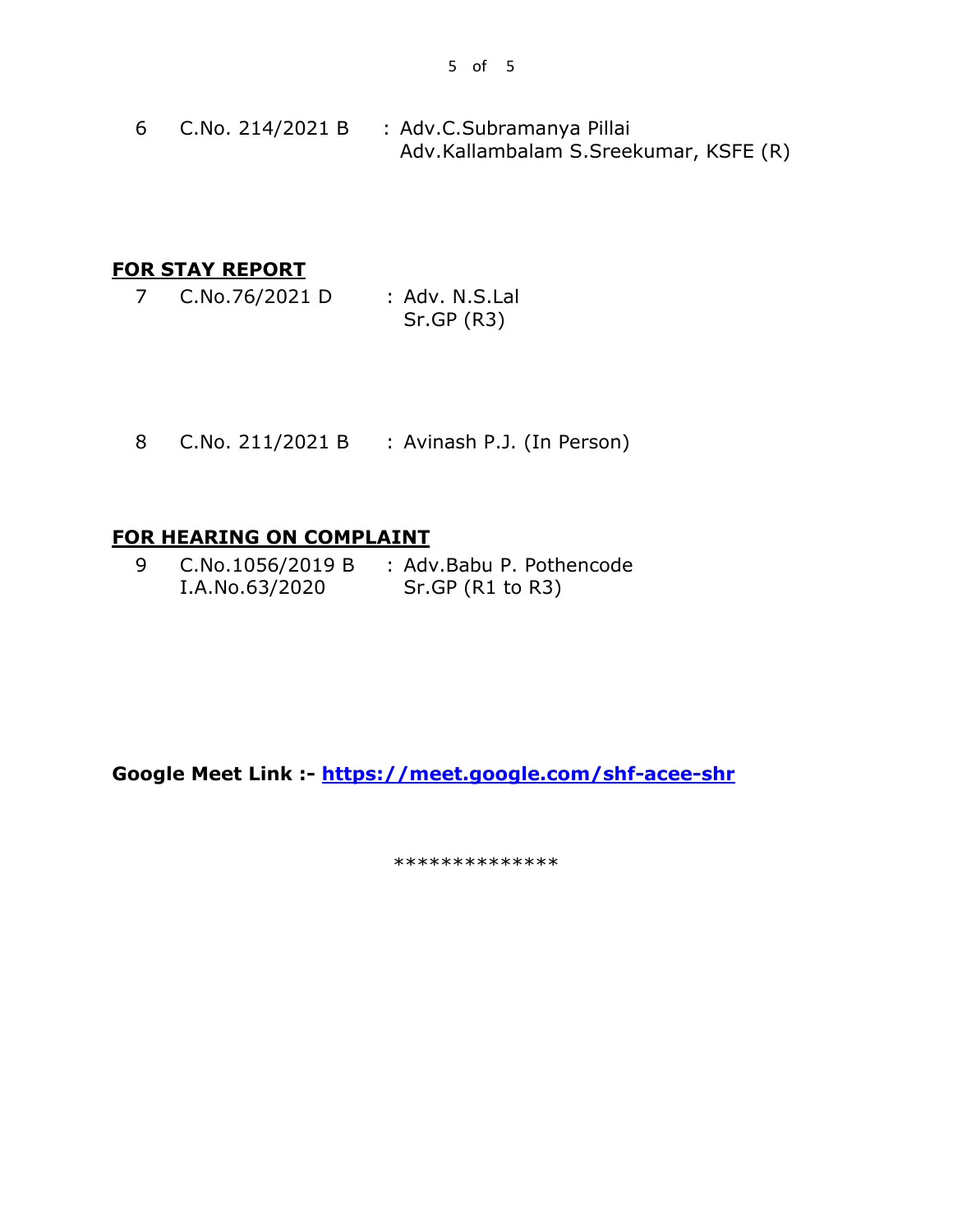| | | |
|---|---|---|
| 6 | C.No. 214/2021 B | : Adv.C.Subramanya Pillai<br>Adv.Kallambalam S.Sreekumar, KSFE (R) |

**FOR STAY REPORT**

| | | |
|---|---|---|
| 7 | C.No.76/2021 D | : Adv. N.S.Lal<br>Sr.GP (R3) |
| 8 | C.No. 211/2021 B | : Avinash P.J. (In Person) |

**FOR HEARING ON COMPLAINT**

| | | |
|---|---|---|
| 9 | C.No.1056/2019 B<br>I.A.No.63/2020 | : Adv.Babu P. Pothencode<br>Sr.GP (R1 to R3) |

**Google Meet Link :- https://meet.google.com/shf-acee-shr**

**************